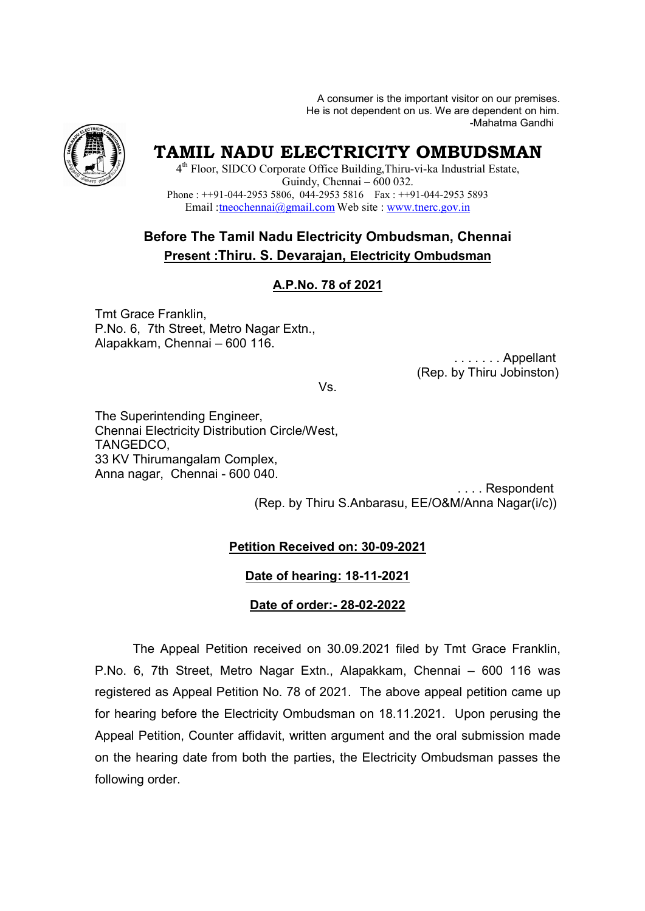A consumer is the important visitor on our premises.
He is not dependent on us. We are dependent on him.
-Mahatma Gandhi

# TAMIL NADU ELECTRICITY OMBUDSMAN

4th Floor, SIDCO Corporate Office Building,Thiru-vi-ka Industrial Estate,
Guindy, Chennai – 600 032.
Phone : ++91-044-2953 5806, 044-2953 5816 Fax : ++91-044-2953 5893
Email :tneochennai@gmail.com Web site : www.tnerc.gov.in

## Before The Tamil Nadu Electricity Ombudsman, Chennai

**Present :Thiru. S. Devarajan, Electricity Ombudsman**

**A.P.No. 78 of 2021**

Tmt Grace Franklin,
P.No. 6, 7th Street, Metro Nagar Extn.,
Alapakkam, Chennai – 600 116.

. . . . . . . Appellant
(Rep. by Thiru Jobinston)

Vs.

The Superintending Engineer,
Chennai Electricity Distribution Circle/West,
TANGEDCO,
33 KV Thirumangalam Complex,
Anna nagar, Chennai - 600 040.

. . . . Respondent
(Rep. by Thiru S.Anbarasu, EE/O&M/Anna Nagar(i/c))

**Petition Received on: 30-09-2021**

**Date of hearing: 18-11-2021**

**Date of order:- 28-02-2022**

The Appeal Petition received on 30.09.2021 filed by Tmt Grace Franklin, P.No. 6, 7th Street, Metro Nagar Extn., Alapakkam, Chennai – 600 116 was registered as Appeal Petition No. 78 of 2021. The above appeal petition came up for hearing before the Electricity Ombudsman on 18.11.2021. Upon perusing the Appeal Petition, Counter affidavit, written argument and the oral submission made on the hearing date from both the parties, the Electricity Ombudsman passes the following order.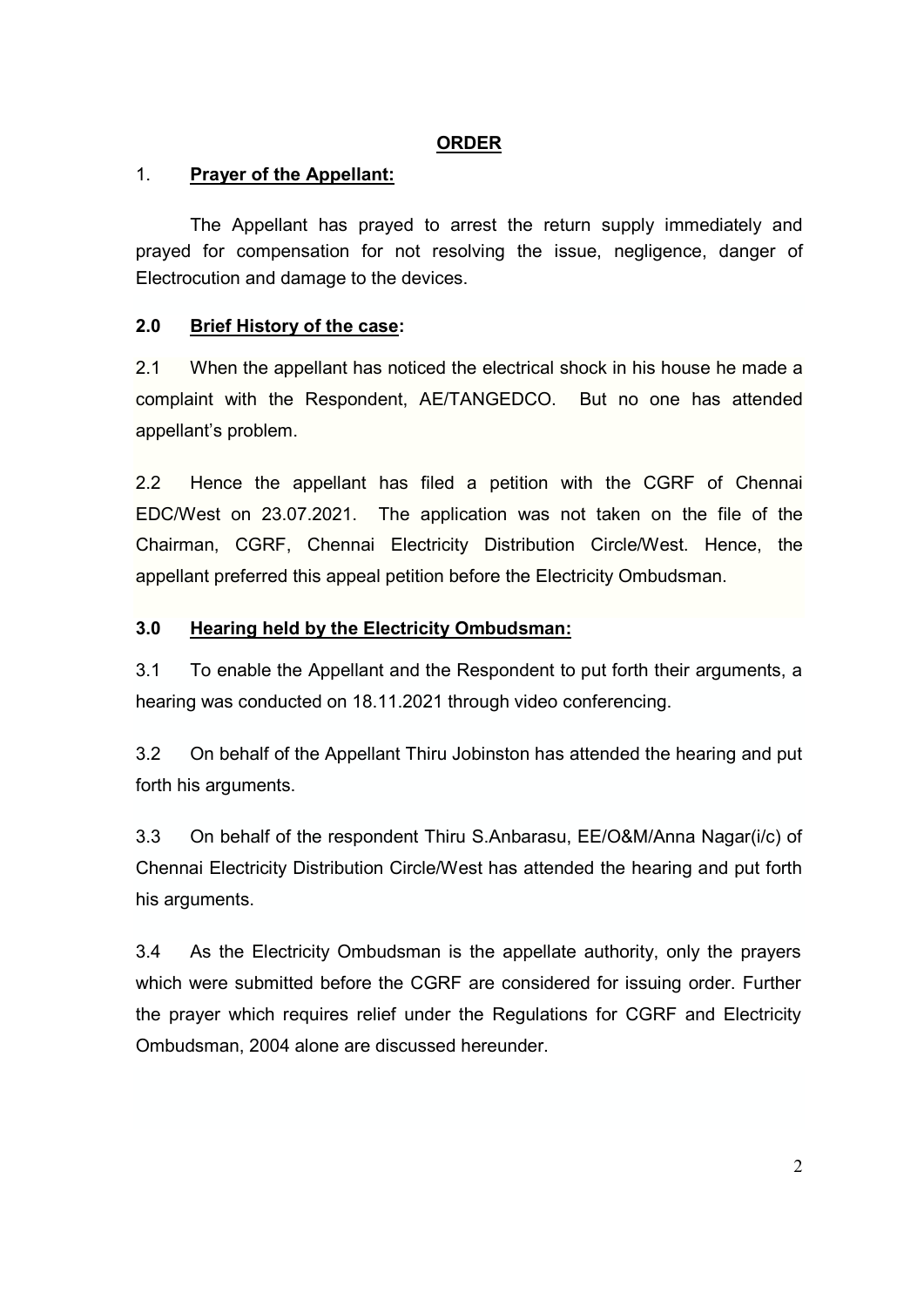## ORDER

### 1. Prayer of the Appellant:

The Appellant has prayed to arrest the return supply immediately and prayed for compensation for not resolving the issue, negligence, danger of Electrocution and damage to the devices.

### 2.0 Brief History of the case:

2.1 When the appellant has noticed the electrical shock in his house he made a complaint with the Respondent, AE/TANGEDCO. But no one has attended appellant's problem.

2.2 Hence the appellant has filed a petition with the CGRF of Chennai EDC/West on 23.07.2021. The application was not taken on the file of the Chairman, CGRF, Chennai Electricity Distribution Circle/West. Hence, the appellant preferred this appeal petition before the Electricity Ombudsman.

### 3.0 Hearing held by the Electricity Ombudsman:

3.1 To enable the Appellant and the Respondent to put forth their arguments, a hearing was conducted on 18.11.2021 through video conferencing.

3.2 On behalf of the Appellant Thiru Jobinston has attended the hearing and put forth his arguments.

3.3 On behalf of the respondent Thiru S.Anbarasu, EE/O&M/Anna Nagar(i/c) of Chennai Electricity Distribution Circle/West has attended the hearing and put forth his arguments.

3.4 As the Electricity Ombudsman is the appellate authority, only the prayers which were submitted before the CGRF are considered for issuing order. Further the prayer which requires relief under the Regulations for CGRF and Electricity Ombudsman, 2004 alone are discussed hereunder.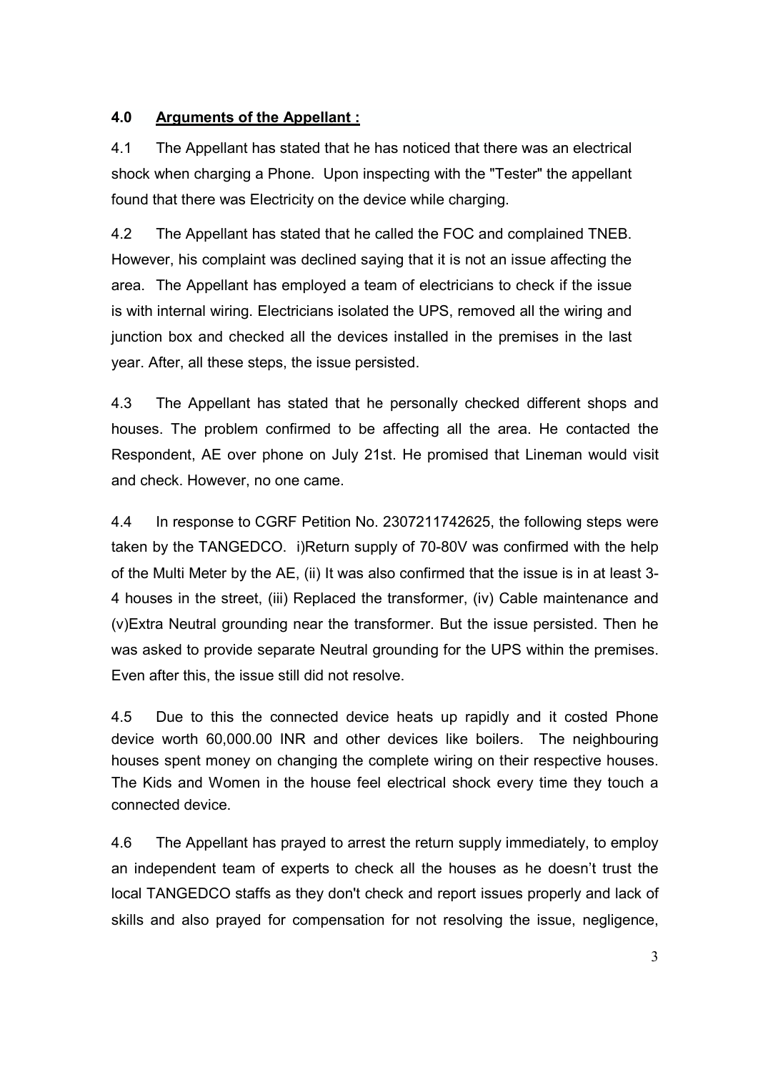## 4.0 Arguments of the Appellant :

4.1 The Appellant has stated that he has noticed that there was an electrical shock when charging a Phone. Upon inspecting with the "Tester" the appellant found that there was Electricity on the device while charging.

4.2 The Appellant has stated that he called the FOC and complained TNEB. However, his complaint was declined saying that it is not an issue affecting the area. The Appellant has employed a team of electricians to check if the issue is with internal wiring. Electricians isolated the UPS, removed all the wiring and junction box and checked all the devices installed in the premises in the last year. After, all these steps, the issue persisted.

4.3 The Appellant has stated that he personally checked different shops and houses. The problem confirmed to be affecting all the area. He contacted the Respondent, AE over phone on July 21st. He promised that Lineman would visit and check. However, no one came.

4.4 In response to CGRF Petition No. 2307211742625, the following steps were taken by the TANGEDCO. i)Return supply of 70-80V was confirmed with the help of the Multi Meter by the AE, (ii) It was also confirmed that the issue is in at least 3-4 houses in the street, (iii) Replaced the transformer, (iv) Cable maintenance and (v)Extra Neutral grounding near the transformer. But the issue persisted. Then he was asked to provide separate Neutral grounding for the UPS within the premises. Even after this, the issue still did not resolve.

4.5 Due to this the connected device heats up rapidly and it costed Phone device worth 60,000.00 INR and other devices like boilers. The neighbouring houses spent money on changing the complete wiring on their respective houses. The Kids and Women in the house feel electrical shock every time they touch a connected device.

4.6 The Appellant has prayed to arrest the return supply immediately, to employ an independent team of experts to check all the houses as he doesn't trust the local TANGEDCO staffs as they don't check and report issues properly and lack of skills and also prayed for compensation for not resolving the issue, negligence,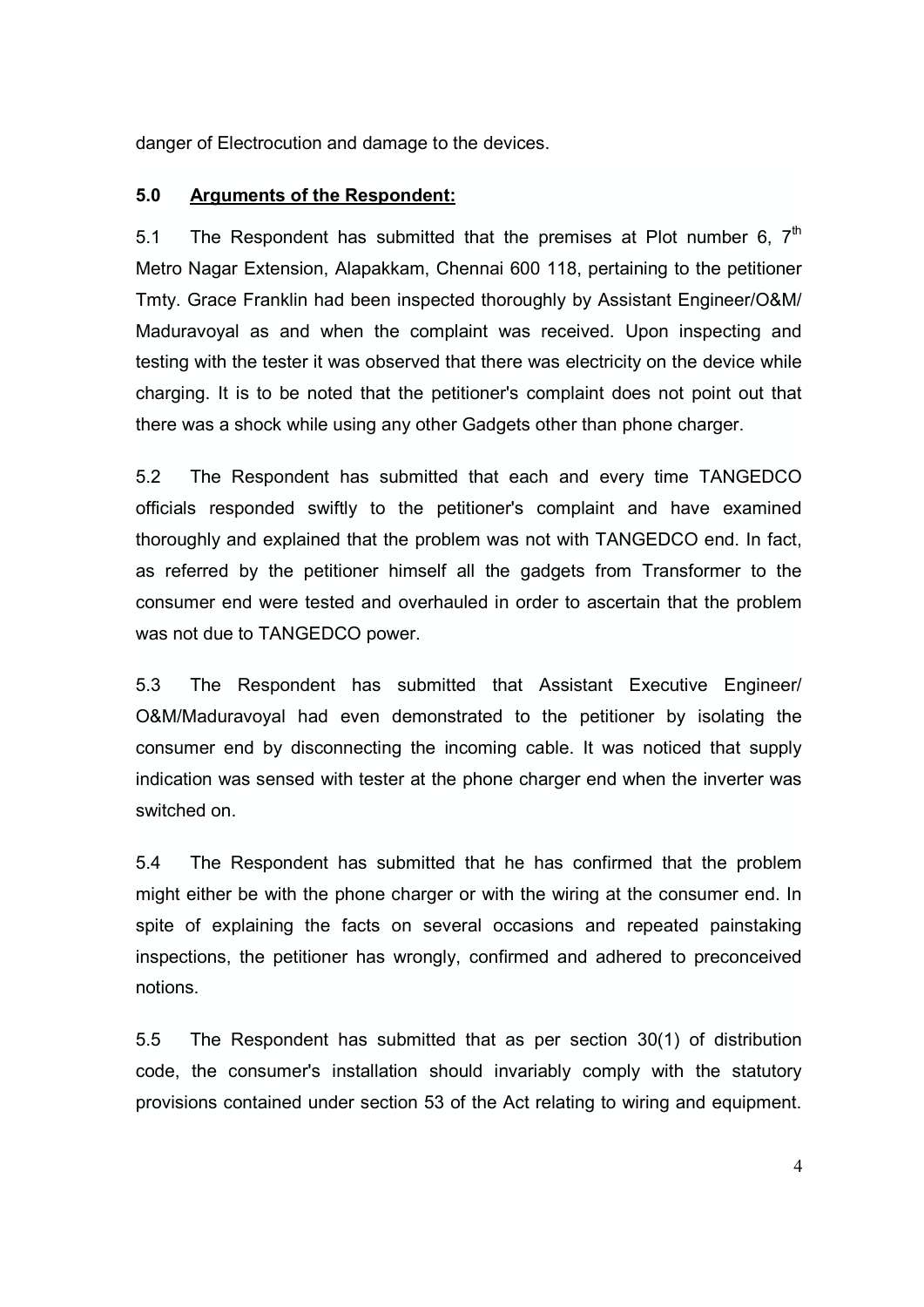danger of Electrocution and damage to the devices.

### 5.0 **Arguments of the Respondent:**

5.1 The Respondent has submitted that the premises at Plot number 6, 7th Metro Nagar Extension, Alapakkam, Chennai 600 118, pertaining to the petitioner Tmty. Grace Franklin had been inspected thoroughly by Assistant Engineer/O&M/ Maduravoyal as and when the complaint was received. Upon inspecting and testing with the tester it was observed that there was electricity on the device while charging. It is to be noted that the petitioner's complaint does not point out that there was a shock while using any other Gadgets other than phone charger.

5.2 The Respondent has submitted that each and every time TANGEDCO officials responded swiftly to the petitioner's complaint and have examined thoroughly and explained that the problem was not with TANGEDCO end. In fact, as referred by the petitioner himself all the gadgets from Transformer to the consumer end were tested and overhauled in order to ascertain that the problem was not due to TANGEDCO power.

5.3 The Respondent has submitted that Assistant Executive Engineer/ O&M/Maduravoyal had even demonstrated to the petitioner by isolating the consumer end by disconnecting the incoming cable. It was noticed that supply indication was sensed with tester at the phone charger end when the inverter was switched on.

5.4 The Respondent has submitted that he has confirmed that the problem might either be with the phone charger or with the wiring at the consumer end. In spite of explaining the facts on several occasions and repeated painstaking inspections, the petitioner has wrongly, confirmed and adhered to preconceived notions.

5.5 The Respondent has submitted that as per section 30(1) of distribution code, the consumer's installation should invariably comply with the statutory provisions contained under section 53 of the Act relating to wiring and equipment.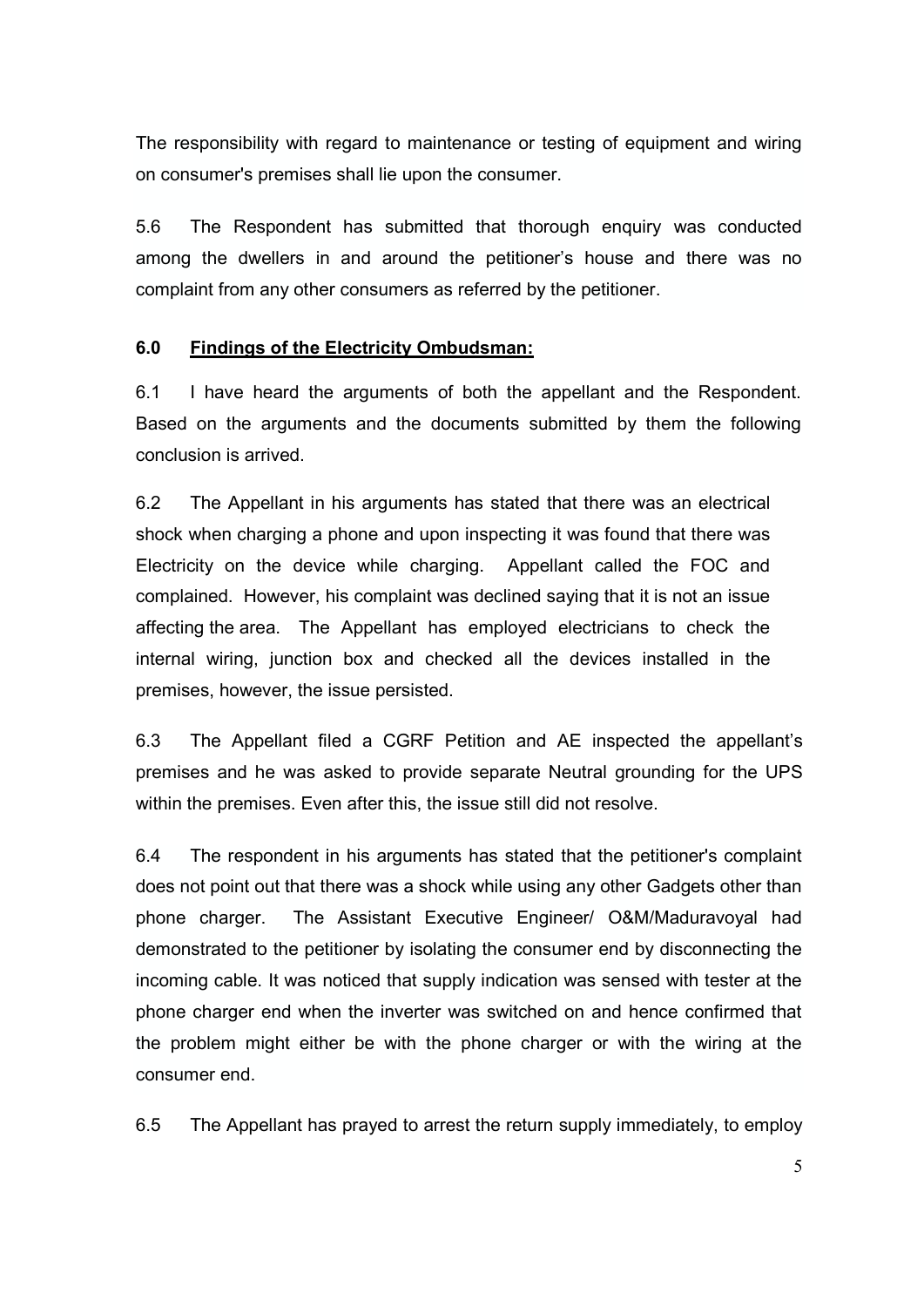The responsibility with regard to maintenance or testing of equipment and wiring on consumer's premises shall lie upon the consumer.

5.6 The Respondent has submitted that thorough enquiry was conducted among the dwellers in and around the petitioner's house and there was no complaint from any other consumers as referred by the petitioner.

### 6.0 Findings of the Electricity Ombudsman:

6.1 I have heard the arguments of both the appellant and the Respondent. Based on the arguments and the documents submitted by them the following conclusion is arrived.

6.2 The Appellant in his arguments has stated that there was an electrical shock when charging a phone and upon inspecting it was found that there was Electricity on the device while charging. Appellant called the FOC and complained. However, his complaint was declined saying that it is not an issue affecting the area. The Appellant has employed electricians to check the internal wiring, junction box and checked all the devices installed in the premises, however, the issue persisted.

6.3 The Appellant filed a CGRF Petition and AE inspected the appellant's premises and he was asked to provide separate Neutral grounding for the UPS within the premises. Even after this, the issue still did not resolve.

6.4 The respondent in his arguments has stated that the petitioner's complaint does not point out that there was a shock while using any other Gadgets other than phone charger. The Assistant Executive Engineer/ O&M/Maduravoyal had demonstrated to the petitioner by isolating the consumer end by disconnecting the incoming cable. It was noticed that supply indication was sensed with tester at the phone charger end when the inverter was switched on and hence confirmed that the problem might either be with the phone charger or with the wiring at the consumer end.

6.5 The Appellant has prayed to arrest the return supply immediately, to employ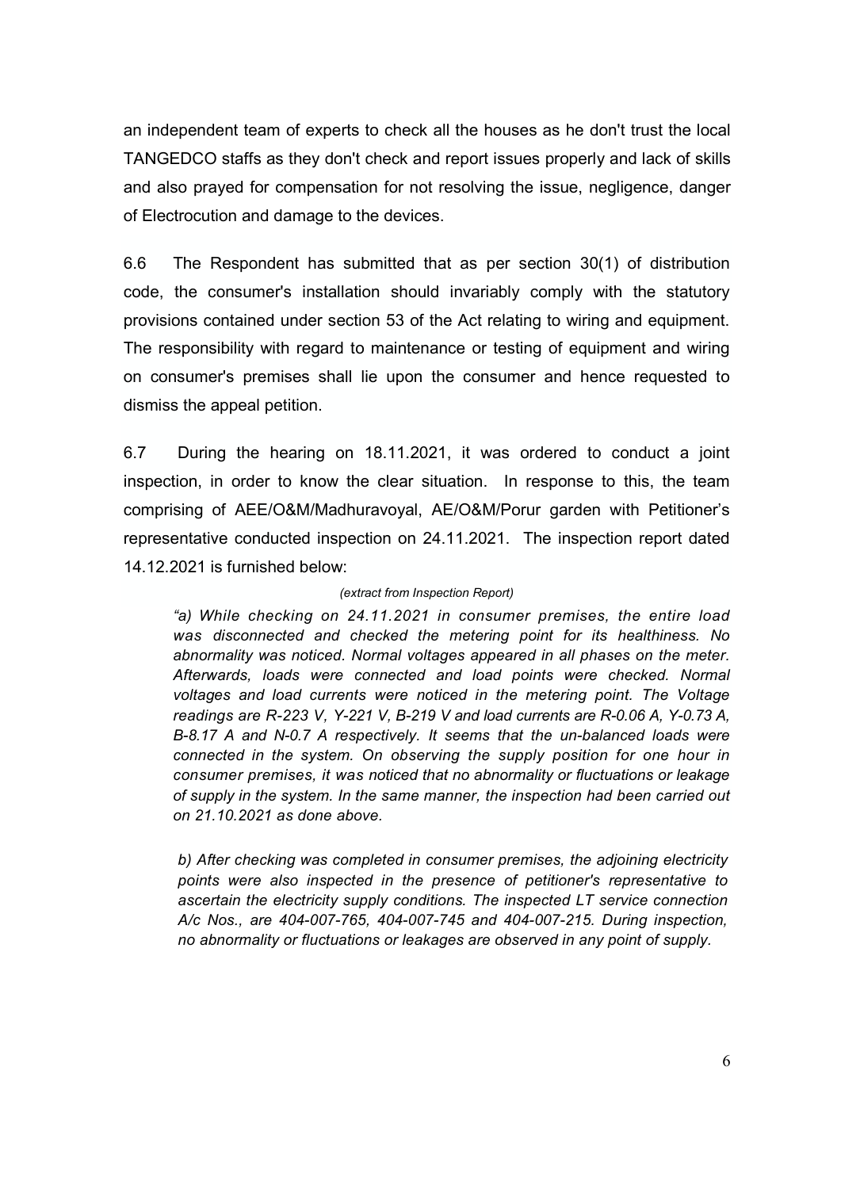an independent team of experts to check all the houses as he don't trust the local TANGEDCO staffs as they don't check and report issues properly and lack of skills and also prayed for compensation for not resolving the issue, negligence, danger of Electrocution and damage to the devices.

6.6 The Respondent has submitted that as per section 30(1) of distribution code, the consumer's installation should invariably comply with the statutory provisions contained under section 53 of the Act relating to wiring and equipment. The responsibility with regard to maintenance or testing of equipment and wiring on consumer's premises shall lie upon the consumer and hence requested to dismiss the appeal petition.

6.7 During the hearing on 18.11.2021, it was ordered to conduct a joint inspection, in order to know the clear situation. In response to this, the team comprising of AEE/O&M/Madhuravoyal, AE/O&M/Porur garden with Petitioner's representative conducted inspection on 24.11.2021. The inspection report dated 14.12.2021 is furnished below:

*(extract from Inspection Report)*

*"a) While checking on 24.11.2021 in consumer premises, the entire load was disconnected and checked the metering point for its healthiness. No abnormality was noticed. Normal voltages appeared in all phases on the meter. Afterwards, loads were connected and load points were checked. Normal voltages and load currents were noticed in the metering point. The Voltage readings are R-223 V, Y-221 V, B-219 V and load currents are R-0.06 A, Y-0.73 A, B-8.17 A and N-0.7 A respectively. It seems that the un-balanced loads were connected in the system. On observing the supply position for one hour in consumer premises, it was noticed that no abnormality or fluctuations or leakage of supply in the system. In the same manner, the inspection had been carried out on 21.10.2021 as done above.*

*b) After checking was completed in consumer premises, the adjoining electricity points were also inspected in the presence of petitioner's representative to ascertain the electricity supply conditions. The inspected LT service connection A/c Nos., are 404-007-765, 404-007-745 and 404-007-215. During inspection, no abnormality or fluctuations or leakages are observed in any point of supply.*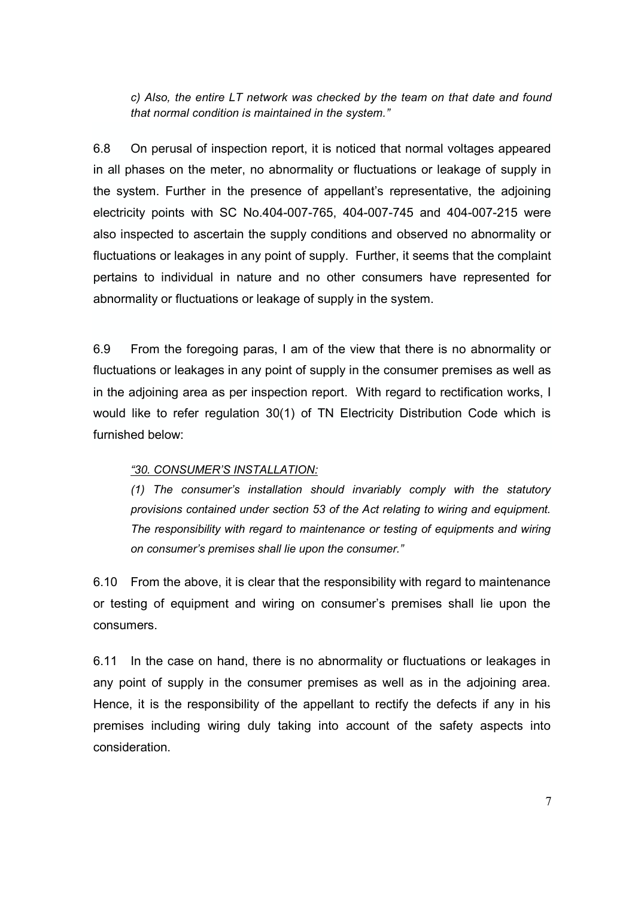*c) Also, the entire LT network was checked by the team on that date and found that normal condition is maintained in the system."*

6.8 On perusal of inspection report, it is noticed that normal voltages appeared in all phases on the meter, no abnormality or fluctuations or leakage of supply in the system. Further in the presence of appellant's representative, the adjoining electricity points with SC No.404-007-765, 404-007-745 and 404-007-215 were also inspected to ascertain the supply conditions and observed no abnormality or fluctuations or leakages in any point of supply. Further, it seems that the complaint pertains to individual in nature and no other consumers have represented for abnormality or fluctuations or leakage of supply in the system.

6.9 From the foregoing paras, I am of the view that there is no abnormality or fluctuations or leakages in any point of supply in the consumer premises as well as in the adjoining area as per inspection report. With regard to rectification works, I would like to refer regulation 30(1) of TN Electricity Distribution Code which is furnished below:

*"30. CONSUMER'S INSTALLATION:*

*(1) The consumer's installation should invariably comply with the statutory provisions contained under section 53 of the Act relating to wiring and equipment. The responsibility with regard to maintenance or testing of equipments and wiring on consumer's premises shall lie upon the consumer."*

6.10 From the above, it is clear that the responsibility with regard to maintenance or testing of equipment and wiring on consumer's premises shall lie upon the consumers.

6.11 In the case on hand, there is no abnormality or fluctuations or leakages in any point of supply in the consumer premises as well as in the adjoining area. Hence, it is the responsibility of the appellant to rectify the defects if any in his premises including wiring duly taking into account of the safety aspects into consideration.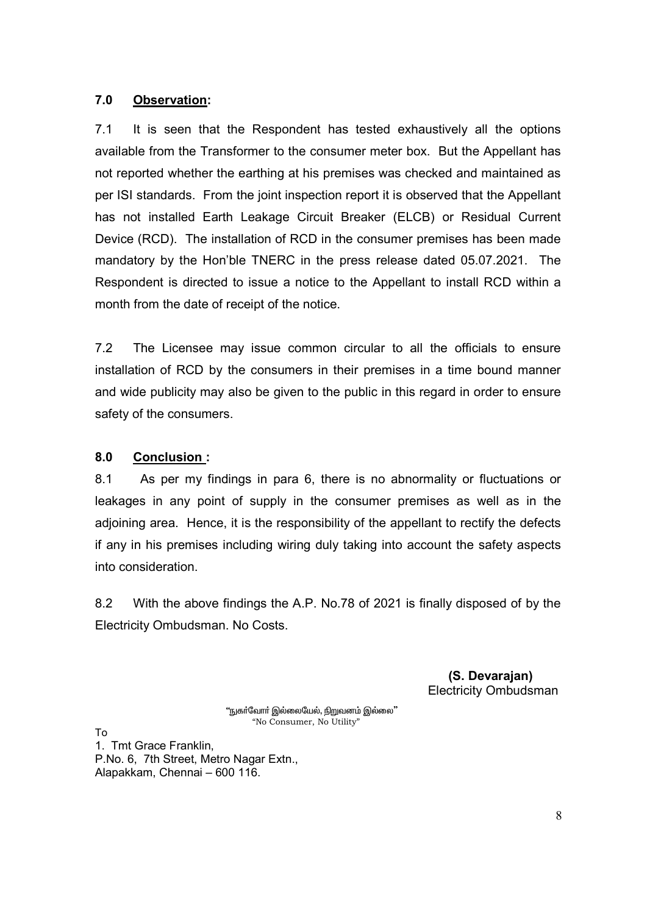## 7.0 Observation:

7.1 It is seen that the Respondent has tested exhaustively all the options available from the Transformer to the consumer meter box. But the Appellant has not reported whether the earthing at his premises was checked and maintained as per ISI standards. From the joint inspection report it is observed that the Appellant has not installed Earth Leakage Circuit Breaker (ELCB) or Residual Current Device (RCD). The installation of RCD in the consumer premises has been made mandatory by the Hon'ble TNERC in the press release dated 05.07.2021. The Respondent is directed to issue a notice to the Appellant to install RCD within a month from the date of receipt of the notice.

7.2 The Licensee may issue common circular to all the officials to ensure installation of RCD by the consumers in their premises in a time bound manner and wide publicity may also be given to the public in this regard in order to ensure safety of the consumers.

## 8.0 Conclusion :

8.1 As per my findings in para 6, there is no abnormality or fluctuations or leakages in any point of supply in the consumer premises as well as in the adjoining area. Hence, it is the responsibility of the appellant to rectify the defects if any in his premises including wiring duly taking into account the safety aspects into consideration.

8.2 With the above findings the A.P. No.78 of 2021 is finally disposed of by the Electricity Ombudsman. No Costs.

**(S. Devarajan)**
Electricity Ombudsman

"நுகர்வோர் இல்லையேல், நிறுவனம் இல்லை"
"No Consumer, No Utility"

To

1. Tmt Grace Franklin,
P.No. 6, 7th Street, Metro Nagar Extn.,
Alapakkam, Chennai – 600 116.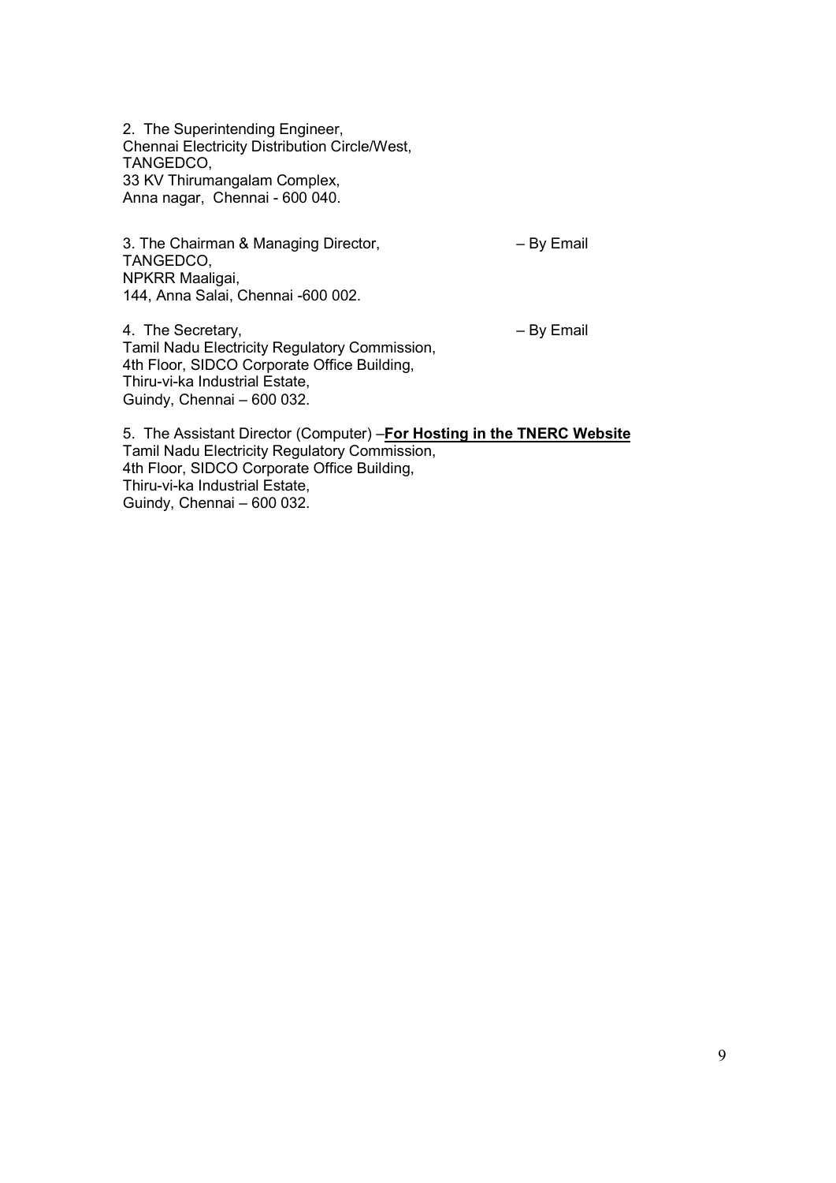2. The Superintending Engineer,
Chennai Electricity Distribution Circle/West,
TANGEDCO,
33 KV Thirumangalam Complex,
Anna nagar, Chennai - 600 040.

3. The Chairman & Managing Director, – By Email
TANGEDCO,
NPKRR Maaligai,
144, Anna Salai, Chennai -600 002.

4. The Secretary, – By Email
Tamil Nadu Electricity Regulatory Commission,
4th Floor, SIDCO Corporate Office Building,
Thiru-vi-ka Industrial Estate,
Guindy, Chennai – 600 032.

5. The Assistant Director (Computer) –**For Hosting in the TNERC Website**
Tamil Nadu Electricity Regulatory Commission,
4th Floor, SIDCO Corporate Office Building,
Thiru-vi-ka Industrial Estate,
Guindy, Chennai – 600 032.